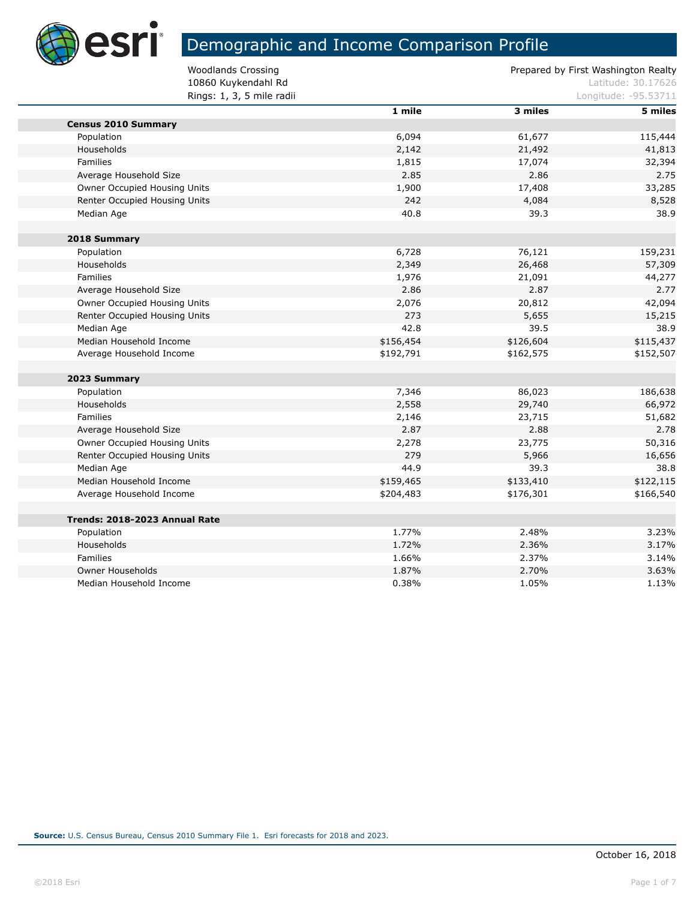# Demographic and Income Comparison Profile

Woodlands Crossing
10860 Kuykendahl Rd
Rings: 1, 3, 5 mile radii

Prepared by First Washington Realty
Latitude: 30.17626
Longitude: -95.53711

| | 1 mile | 3 miles | 5 miles |
|---|---|---|---|
| **Census 2010 Summary** | | | |
| Population | 6,094 | 61,677 | 115,444 |
| Households | 2,142 | 21,492 | 41,813 |
| Families | 1,815 | 17,074 | 32,394 |
| Average Household Size | 2.85 | 2.86 | 2.75 |
| Owner Occupied Housing Units | 1,900 | 17,408 | 33,285 |
| Renter Occupied Housing Units | 242 | 4,084 | 8,528 |
| Median Age | 40.8 | 39.3 | 38.9 |
| **2018 Summary** | | | |
| Population | 6,728 | 76,121 | 159,231 |
| Households | 2,349 | 26,468 | 57,309 |
| Families | 1,976 | 21,091 | 44,277 |
| Average Household Size | 2.86 | 2.87 | 2.77 |
| Owner Occupied Housing Units | 2,076 | 20,812 | 42,094 |
| Renter Occupied Housing Units | 273 | 5,655 | 15,215 |
| Median Age | 42.8 | 39.5 | 38.9 |
| Median Household Income | $156,454 | $126,604 | $115,437 |
| Average Household Income | $192,791 | $162,575 | $152,507 |
| **2023 Summary** | | | |
| Population | 7,346 | 86,023 | 186,638 |
| Households | 2,558 | 29,740 | 66,972 |
| Families | 2,146 | 23,715 | 51,682 |
| Average Household Size | 2.87 | 2.88 | 2.78 |
| Owner Occupied Housing Units | 2,278 | 23,775 | 50,316 |
| Renter Occupied Housing Units | 279 | 5,966 | 16,656 |
| Median Age | 44.9 | 39.3 | 38.8 |
| Median Household Income | $159,465 | $133,410 | $122,115 |
| Average Household Income | $204,483 | $176,301 | $166,540 |
| **Trends: 2018-2023 Annual Rate** | | | |
| Population | 1.77% | 2.48% | 3.23% |
| Households | 1.72% | 2.36% | 3.17% |
| Families | 1.66% | 2.37% | 3.14% |
| Owner Households | 1.87% | 2.70% | 3.63% |
| Median Household Income | 0.38% | 1.05% | 1.13% |

**Source:** U.S. Census Bureau, Census 2010 Summary File 1. Esri forecasts for 2018 and 2023.

October 16, 2018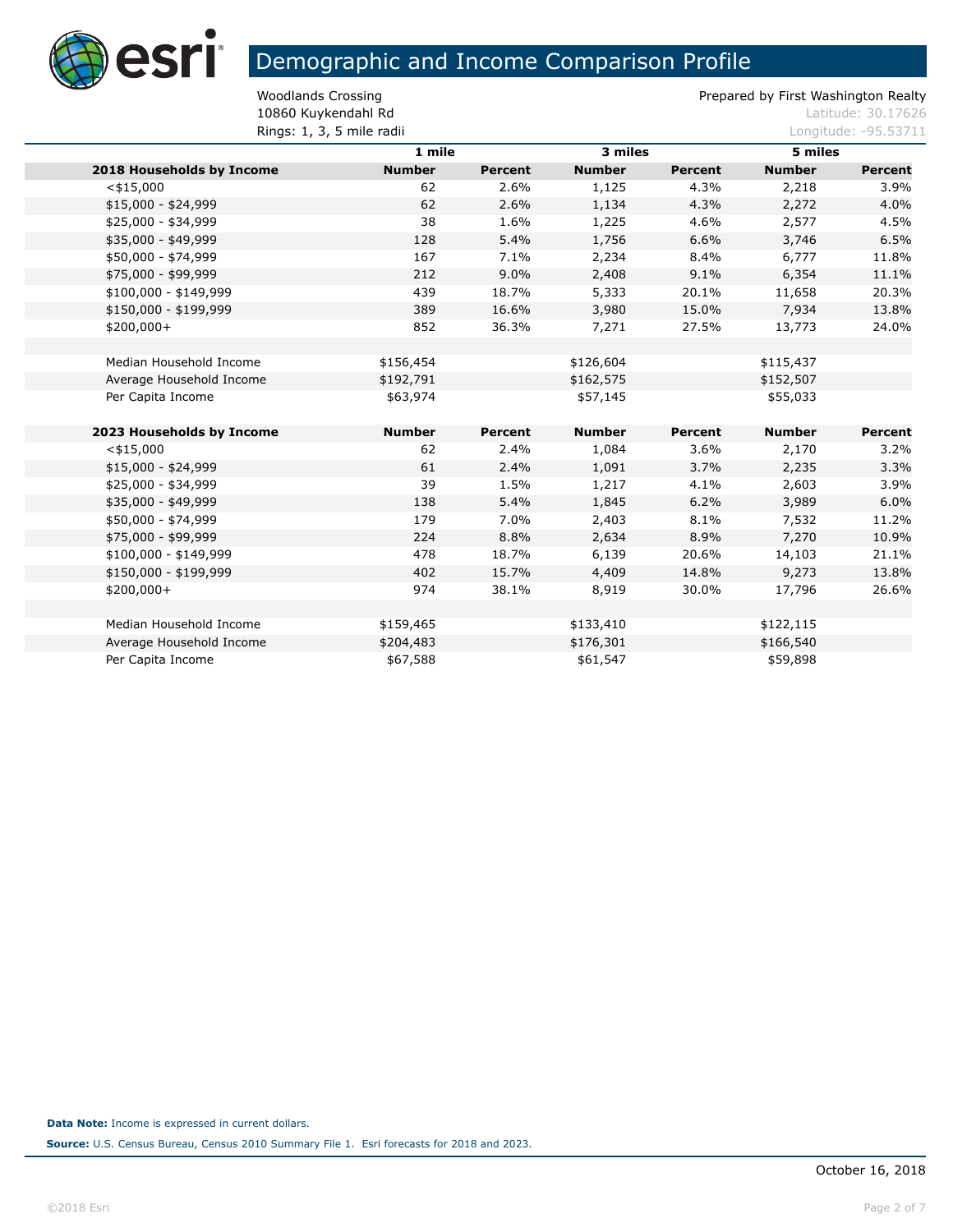# Demographic and Income Comparison Profile

Woodlands Crossing
10860 Kuykendahl Rd
Rings: 1, 3, 5 mile radii

Prepared by First Washington Realty
Latitude: 30.17626
Longitude: -95.53711

| | 1 mile | | 3 miles | | 5 miles | |
|---|---|---|---|---|---|---|
| **2018 Households by Income** | **Number** | **Percent** | **Number** | **Percent** | **Number** | **Percent** |
| <$15,000 | 62 | 2.6% | 1,125 | 4.3% | 2,218 | 3.9% |
| $15,000 - $24,999 | 62 | 2.6% | 1,134 | 4.3% | 2,272 | 4.0% |
| $25,000 - $34,999 | 38 | 1.6% | 1,225 | 4.6% | 2,577 | 4.5% |
| $35,000 - $49,999 | 128 | 5.4% | 1,756 | 6.6% | 3,746 | 6.5% |
| $50,000 - $74,999 | 167 | 7.1% | 2,234 | 8.4% | 6,777 | 11.8% |
| $75,000 - $99,999 | 212 | 9.0% | 2,408 | 9.1% | 6,354 | 11.1% |
| $100,000 - $149,999 | 439 | 18.7% | 5,333 | 20.1% | 11,658 | 20.3% |
| $150,000 - $199,999 | 389 | 16.6% | 3,980 | 15.0% | 7,934 | 13.8% |
| $200,000+ | 852 | 36.3% | 7,271 | 27.5% | 13,773 | 24.0% |
| | | | | | | |
| Median Household Income | $156,454 | | $126,604 | | $115,437 | |
| Average Household Income | $192,791 | | $162,575 | | $152,507 | |
| Per Capita Income | $63,974 | | $57,145 | | $55,033 | |
| | | | | | | |
| **2023 Households by Income** | **Number** | **Percent** | **Number** | **Percent** | **Number** | **Percent** |
| <$15,000 | 62 | 2.4% | 1,084 | 3.6% | 2,170 | 3.2% |
| $15,000 - $24,999 | 61 | 2.4% | 1,091 | 3.7% | 2,235 | 3.3% |
| $25,000 - $34,999 | 39 | 1.5% | 1,217 | 4.1% | 2,603 | 3.9% |
| $35,000 - $49,999 | 138 | 5.4% | 1,845 | 6.2% | 3,989 | 6.0% |
| $50,000 - $74,999 | 179 | 7.0% | 2,403 | 8.1% | 7,532 | 11.2% |
| $75,000 - $99,999 | 224 | 8.8% | 2,634 | 8.9% | 7,270 | 10.9% |
| $100,000 - $149,999 | 478 | 18.7% | 6,139 | 20.6% | 14,103 | 21.1% |
| $150,000 - $199,999 | 402 | 15.7% | 4,409 | 14.8% | 9,273 | 13.8% |
| $200,000+ | 974 | 38.1% | 8,919 | 30.0% | 17,796 | 26.6% |
| | | | | | | |
| Median Household Income | $159,465 | | $133,410 | | $122,115 | |
| Average Household Income | $204,483 | | $176,301 | | $166,540 | |
| Per Capita Income | $67,588 | | $61,547 | | $59,898 | |

**Data Note:** Income is expressed in current dollars.

**Source:** U.S. Census Bureau, Census 2010 Summary File 1. Esri forecasts for 2018 and 2023.

October 16, 2018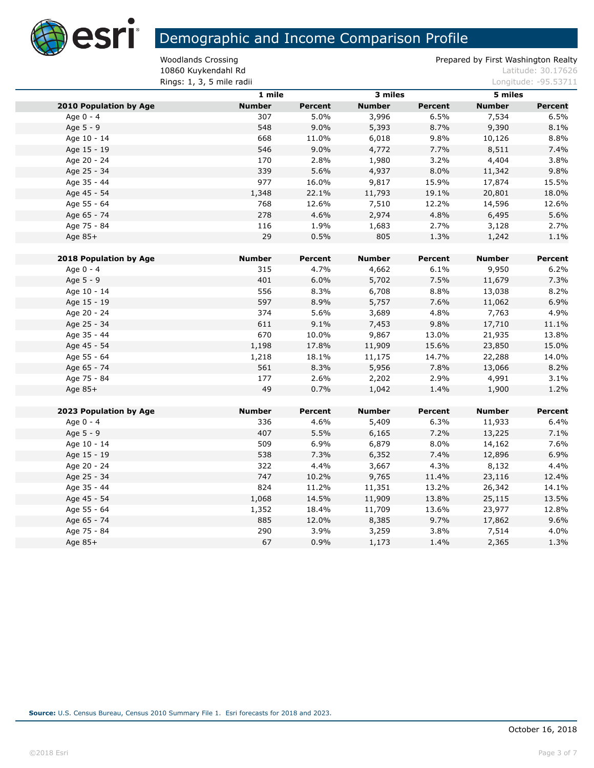# Demographic and Income Comparison Profile

Woodlands Crossing
10860 Kuykendahl Rd
Rings: 1, 3, 5 mile radii

Prepared by First Washington Realty
Latitude: 30.17626
Longitude: -95.53711

| | 1 mile | | 3 miles | | 5 miles | |
|---|---|---|---|---|---|---|
| **2010 Population by Age** | **Number** | **Percent** | **Number** | **Percent** | **Number** | **Percent** |
| Age 0 - 4 | 307 | 5.0% | 3,996 | 6.5% | 7,534 | 6.5% |
| Age 5 - 9 | 548 | 9.0% | 5,393 | 8.7% | 9,390 | 8.1% |
| Age 10 - 14 | 668 | 11.0% | 6,018 | 9.8% | 10,126 | 8.8% |
| Age 15 - 19 | 546 | 9.0% | 4,772 | 7.7% | 8,511 | 7.4% |
| Age 20 - 24 | 170 | 2.8% | 1,980 | 3.2% | 4,404 | 3.8% |
| Age 25 - 34 | 339 | 5.6% | 4,937 | 8.0% | 11,342 | 9.8% |
| Age 35 - 44 | 977 | 16.0% | 9,817 | 15.9% | 17,874 | 15.5% |
| Age 45 - 54 | 1,348 | 22.1% | 11,793 | 19.1% | 20,801 | 18.0% |
| Age 55 - 64 | 768 | 12.6% | 7,510 | 12.2% | 14,596 | 12.6% |
| Age 65 - 74 | 278 | 4.6% | 2,974 | 4.8% | 6,495 | 5.6% |
| Age 75 - 84 | 116 | 1.9% | 1,683 | 2.7% | 3,128 | 2.7% |
| Age 85+ | 29 | 0.5% | 805 | 1.3% | 1,242 | 1.1% |
| | | | | | | |
| **2018 Population by Age** | **Number** | **Percent** | **Number** | **Percent** | **Number** | **Percent** |
| Age 0 - 4 | 315 | 4.7% | 4,662 | 6.1% | 9,950 | 6.2% |
| Age 5 - 9 | 401 | 6.0% | 5,702 | 7.5% | 11,679 | 7.3% |
| Age 10 - 14 | 556 | 8.3% | 6,708 | 8.8% | 13,038 | 8.2% |
| Age 15 - 19 | 597 | 8.9% | 5,757 | 7.6% | 11,062 | 6.9% |
| Age 20 - 24 | 374 | 5.6% | 3,689 | 4.8% | 7,763 | 4.9% |
| Age 25 - 34 | 611 | 9.1% | 7,453 | 9.8% | 17,710 | 11.1% |
| Age 35 - 44 | 670 | 10.0% | 9,867 | 13.0% | 21,935 | 13.8% |
| Age 45 - 54 | 1,198 | 17.8% | 11,909 | 15.6% | 23,850 | 15.0% |
| Age 55 - 64 | 1,218 | 18.1% | 11,175 | 14.7% | 22,288 | 14.0% |
| Age 65 - 74 | 561 | 8.3% | 5,956 | 7.8% | 13,066 | 8.2% |
| Age 75 - 84 | 177 | 2.6% | 2,202 | 2.9% | 4,991 | 3.1% |
| Age 85+ | 49 | 0.7% | 1,042 | 1.4% | 1,900 | 1.2% |
| | | | | | | |
| **2023 Population by Age** | **Number** | **Percent** | **Number** | **Percent** | **Number** | **Percent** |
| Age 0 - 4 | 336 | 4.6% | 5,409 | 6.3% | 11,933 | 6.4% |
| Age 5 - 9 | 407 | 5.5% | 6,165 | 7.2% | 13,225 | 7.1% |
| Age 10 - 14 | 509 | 6.9% | 6,879 | 8.0% | 14,162 | 7.6% |
| Age 15 - 19 | 538 | 7.3% | 6,352 | 7.4% | 12,896 | 6.9% |
| Age 20 - 24 | 322 | 4.4% | 3,667 | 4.3% | 8,132 | 4.4% |
| Age 25 - 34 | 747 | 10.2% | 9,765 | 11.4% | 23,116 | 12.4% |
| Age 35 - 44 | 824 | 11.2% | 11,351 | 13.2% | 26,342 | 14.1% |
| Age 45 - 54 | 1,068 | 14.5% | 11,909 | 13.8% | 25,115 | 13.5% |
| Age 55 - 64 | 1,352 | 18.4% | 11,709 | 13.6% | 23,977 | 12.8% |
| Age 65 - 74 | 885 | 12.0% | 8,385 | 9.7% | 17,862 | 9.6% |
| Age 75 - 84 | 290 | 3.9% | 3,259 | 3.8% | 7,514 | 4.0% |
| Age 85+ | 67 | 0.9% | 1,173 | 1.4% | 2,365 | 1.3% |

**Source:** U.S. Census Bureau, Census 2010 Summary File 1. Esri forecasts for 2018 and 2023.

October 16, 2018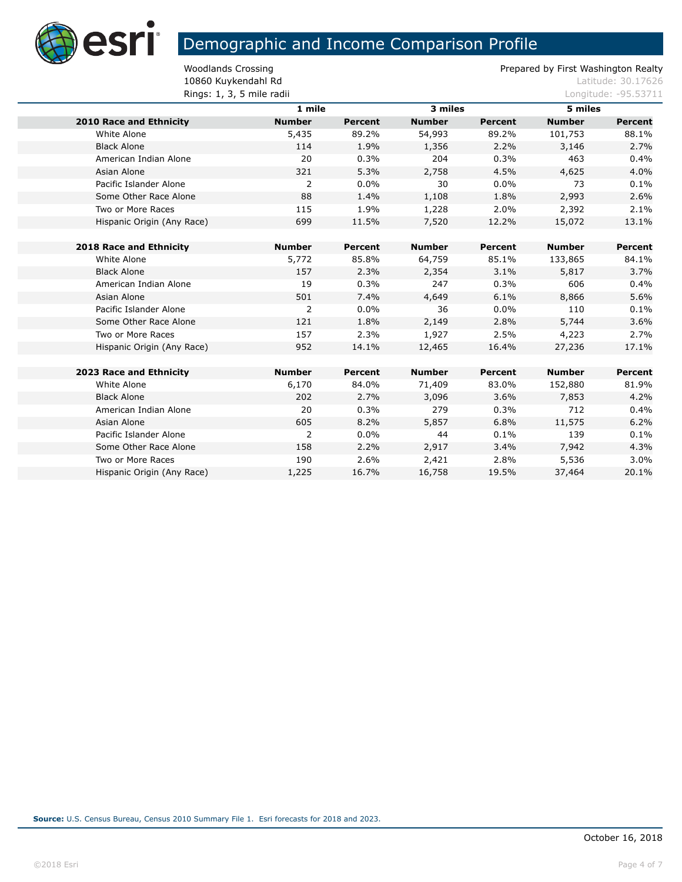# Demographic and Income Comparison Profile

Woodlands Crossing
10860 Kuykendahl Rd
Rings: 1, 3, 5 mile radii

Prepared by First Washington Realty
Latitude: 30.17626
Longitude: -95.53711

| | 1 mile | | 3 miles | | 5 miles | |
|---|---|---|---|---|---|---|
| **2010 Race and Ethnicity** | **Number** | **Percent** | **Number** | **Percent** | **Number** | **Percent** |
| White Alone | 5,435 | 89.2% | 54,993 | 89.2% | 101,753 | 88.1% |
| Black Alone | 114 | 1.9% | 1,356 | 2.2% | 3,146 | 2.7% |
| American Indian Alone | 20 | 0.3% | 204 | 0.3% | 463 | 0.4% |
| Asian Alone | 321 | 5.3% | 2,758 | 4.5% | 4,625 | 4.0% |
| Pacific Islander Alone | 2 | 0.0% | 30 | 0.0% | 73 | 0.1% |
| Some Other Race Alone | 88 | 1.4% | 1,108 | 1.8% | 2,993 | 2.6% |
| Two or More Races | 115 | 1.9% | 1,228 | 2.0% | 2,392 | 2.1% |
| Hispanic Origin (Any Race) | 699 | 11.5% | 7,520 | 12.2% | 15,072 | 13.1% |
| | | | | | | |
| **2018 Race and Ethnicity** | **Number** | **Percent** | **Number** | **Percent** | **Number** | **Percent** |
| White Alone | 5,772 | 85.8% | 64,759 | 85.1% | 133,865 | 84.1% |
| Black Alone | 157 | 2.3% | 2,354 | 3.1% | 5,817 | 3.7% |
| American Indian Alone | 19 | 0.3% | 247 | 0.3% | 606 | 0.4% |
| Asian Alone | 501 | 7.4% | 4,649 | 6.1% | 8,866 | 5.6% |
| Pacific Islander Alone | 2 | 0.0% | 36 | 0.0% | 110 | 0.1% |
| Some Other Race Alone | 121 | 1.8% | 2,149 | 2.8% | 5,744 | 3.6% |
| Two or More Races | 157 | 2.3% | 1,927 | 2.5% | 4,223 | 2.7% |
| Hispanic Origin (Any Race) | 952 | 14.1% | 12,465 | 16.4% | 27,236 | 17.1% |
| | | | | | | |
| **2023 Race and Ethnicity** | **Number** | **Percent** | **Number** | **Percent** | **Number** | **Percent** |
| White Alone | 6,170 | 84.0% | 71,409 | 83.0% | 152,880 | 81.9% |
| Black Alone | 202 | 2.7% | 3,096 | 3.6% | 7,853 | 4.2% |
| American Indian Alone | 20 | 0.3% | 279 | 0.3% | 712 | 0.4% |
| Asian Alone | 605 | 8.2% | 5,857 | 6.8% | 11,575 | 6.2% |
| Pacific Islander Alone | 2 | 0.0% | 44 | 0.1% | 139 | 0.1% |
| Some Other Race Alone | 158 | 2.2% | 2,917 | 3.4% | 7,942 | 4.3% |
| Two or More Races | 190 | 2.6% | 2,421 | 2.8% | 5,536 | 3.0% |
| Hispanic Origin (Any Race) | 1,225 | 16.7% | 16,758 | 19.5% | 37,464 | 20.1% |

**Source:** U.S. Census Bureau, Census 2010 Summary File 1. Esri forecasts for 2018 and 2023.

October 16, 2018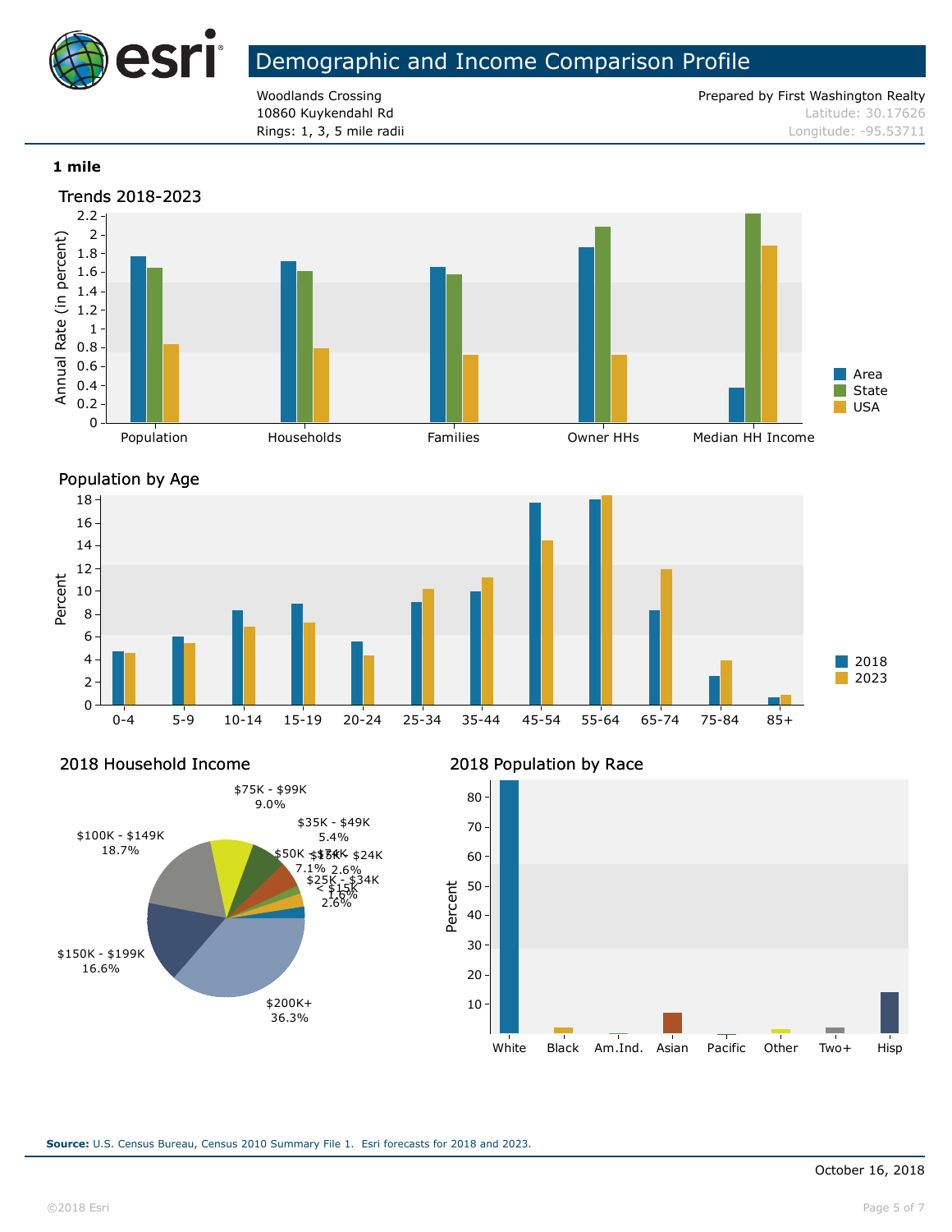# Demographic and Income Comparison Profile

Woodlands Crossing
10860 Kuykendahl Rd
Rings: 1, 3, 5 mile radii

Prepared by First Washington Realty
Latitude: 30.17626
Longitude: -95.53711

**1 mile**

## Trends 2018-2023

Annual Rate (in percent)

Population | Households | Families | Owner HHs | Median HH Income

Area | State | USA

## Population by Age

Percent

0-4 | 5-9 | 10-14 | 15-19 | 20-24 | 25-34 | 35-44 | 45-54 | 55-64 | 65-74 | 75-84 | 85+

2018 | 2023

## 2018 Household Income

- < $15K: 1.6%
- $15K - $24K: 2.6%
- $25K - $34K: 2.6%
- $35K - $49K: 5.4%
- $50K - $74K: 7.1%
- $75K - $99K: 9.0%
- $100K - $149K: 18.7%
- $150K - $199K: 16.6%
- $200K+: 36.3%

## 2018 Population by Race

Percent

White | Black | Am.Ind. | Asian | Pacific | Other | Two+ | Hisp

**Source:** U.S. Census Bureau, Census 2010 Summary File 1. Esri forecasts for 2018 and 2023.

October 16, 2018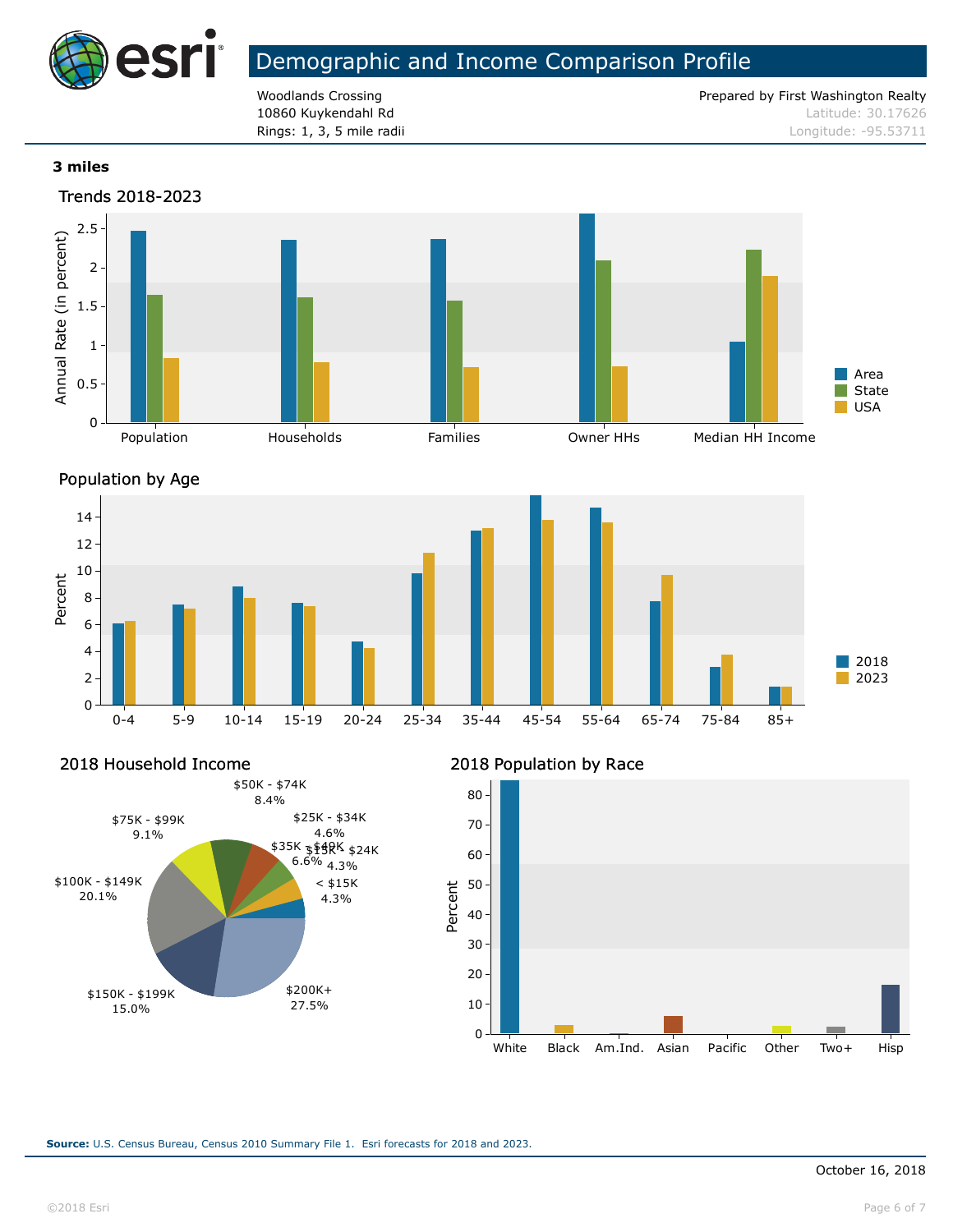# Demographic and Income Comparison Profile

Woodlands Crossing
10860 Kuykendahl Rd
Rings: 1, 3, 5 mile radii

Prepared by First Washington Realty
Latitude: 30.17626
Longitude: -95.53711

**3 miles**

## Trends 2018-2023

Annual Rate (in percent)

Population, Households, Families, Owner HHs, Median HH Income

Legend: Area, State, USA

## Population by Age

Percent

0-4, 5-9, 10-14, 15-19, 20-24, 25-34, 35-44, 45-54, 55-64, 65-74, 75-84, 85+

Legend: 2018, 2023

## 2018 Household Income

| Income | Percent |
|---|---|
| < $15K | 4.3% |
| $15K - $24K | 4.3% |
| $25K - $34K | 4.6% |
| $35K - $49K | 6.6% |
| $50K - $74K | 8.4% |
| $75K - $99K | 9.1% |
| $100K - $149K | 20.1% |
| $150K - $199K | 15.0% |
| $200K+ | 27.5% |

## 2018 Population by Race

Percent

White, Black, Am.Ind., Asian, Pacific, Other, Two+, Hisp

**Source:** U.S. Census Bureau, Census 2010 Summary File 1. Esri forecasts for 2018 and 2023.

October 16, 2018

©2018 Esri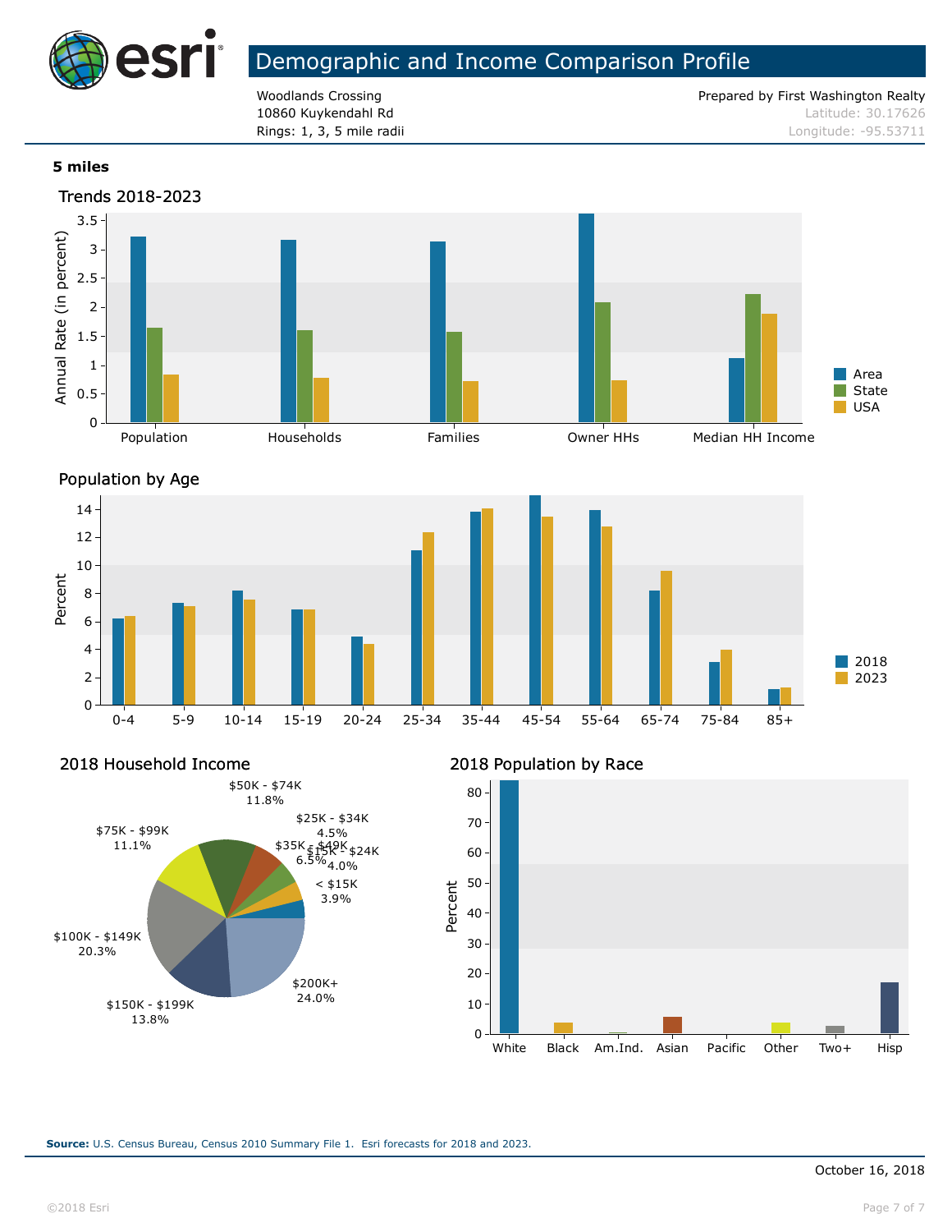# Demographic and Income Comparison Profile

Woodlands Crossing
10860 Kuykendahl Rd
Rings: 1, 3, 5 mile radii

Prepared by First Washington Realty
Latitude: 30.17626
Longitude: -95.53711

**5 miles**

## Trends 2018-2023

Annual Rate (in percent)
3.5
3
2.5
2
1.5
1
0.5
0

Population
Households
Families
Owner HHs
Median HH Income

Area
State
USA

## Population by Age

Percent
14
12
10
8
6
4
2
0

0-4
5-9
10-14
15-19
20-24
25-34
35-44
45-54
55-64
65-74
75-84
85+

2018
2023

## 2018 Household Income

$50K - $74K
11.8%

$25K - $34K
4.5%

$75K - $99K
11.1%

$35K - $49K
6.5%

$15K - $24K
4.0%

< $15K
3.9%

$100K - $149K
20.3%

$200K+
24.0%

$150K - $199K
13.8%

## 2018 Population by Race

Percent
80
70
60
50
40
30
20
10
0

White
Black
Am.Ind.
Asian
Pacific
Other
Two+
Hisp

**Source:** U.S. Census Bureau, Census 2010 Summary File 1. Esri forecasts for 2018 and 2023.

October 16, 2018

©2018 Esri